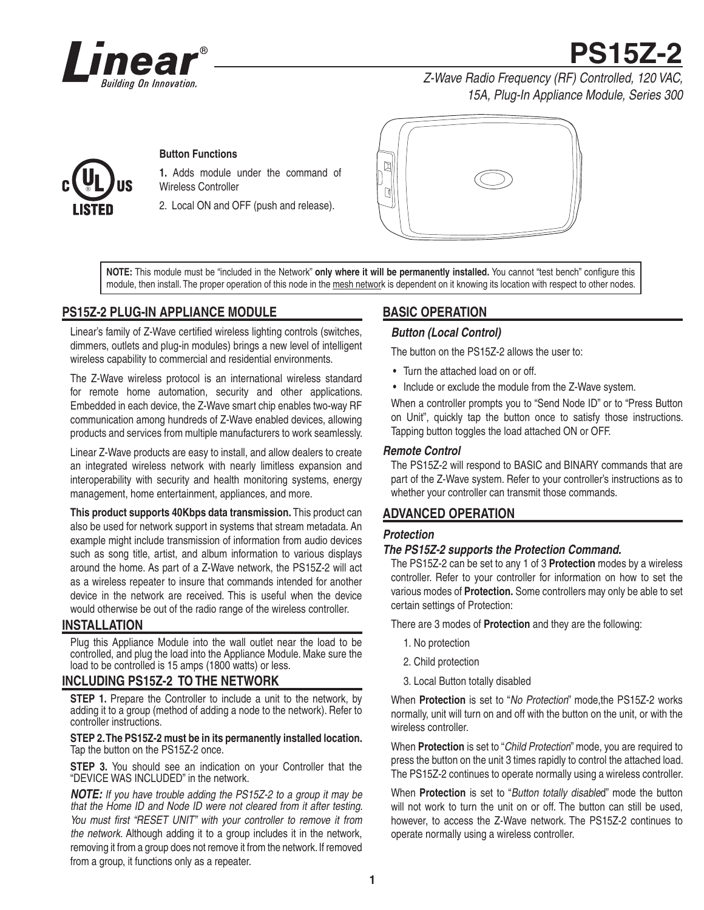# PS15Z-2

*Z-Wave Radio Frequency (RF) Controlled, 120 VAC, 15A, Plug-In Appliance Module, Series 300*

**Button Functions**

**1.** Adds module under the command of Wireless Controller

2. Local ON and OFF (push and release).

**NOTE:** This module must be "included in the Network" **only where it will be permanently installed.** You cannot "test bench" configure this module, then install. The proper operation of this node in the mesh network is dependent on it knowing its location with respect to other nodes.

## PS15Z-2 PLUG-IN APPLIANCE MODULE

Linear's family of Z-Wave certified wireless lighting controls (switches, dimmers, outlets and plug-in modules) brings a new level of intelligent wireless capability to commercial and residential environments.

The Z-Wave wireless protocol is an international wireless standard for remote home automation, security and other applications. Embedded in each device, the Z-Wave smart chip enables two-way RF communication among hundreds of Z-Wave enabled devices, allowing products and services from multiple manufacturers to work seamlessly.

Linear Z-Wave products are easy to install, and allow dealers to create an integrated wireless network with nearly limitless expansion and interoperability with security and health monitoring systems, energy management, home entertainment, appliances, and more.

**This product supports 40Kbps data transmission.** This product can also be used for network support in systems that stream metadata. An example might include transmission of information from audio devices such as song title, artist, and album information to various displays around the home. As part of a Z-Wave network, the PS15Z-2 will act as a wireless repeater to insure that commands intended for another device in the network are received. This is useful when the device would otherwise be out of the radio range of the wireless controller.

## INSTALLATION

Plug this Appliance Module into the wall outlet near the load to be controlled, and plug the load into the Appliance Module. Make sure the load to be controlled is 15 amps (1800 watts) or less.

## INCLUDING PS15Z-2 TO THE NETWORK

**STEP 1.** Prepare the Controller to include a unit to the network, by adding it to a group (method of adding a node to the network). Refer to controller instructions.

**STEP 2. The PS15Z-2 must be in its permanently installed location.** Tap the button on the PS15Z-2 once.

**STEP 3.** You should see an indication on your Controller that the "DEVICE WAS INCLUDED" in the network.

***NOTE:*** *If you have trouble adding the PS15Z-2 to a group it may be that the Home ID and Node ID were not cleared from it after testing. You must first "RESET UNIT" with your controller to remove it from the network.* Although adding it to a group includes it in the network, removing it from a group does not remove it from the network. If removed from a group, it functions only as a repeater.

## BASIC OPERATION

### *Button (Local Control)*

The button on the PS15Z-2 allows the user to:

- Turn the attached load on or off.
- Include or exclude the module from the Z-Wave system.

When a controller prompts you to "Send Node ID" or to "Press Button on Unit", quickly tap the button once to satisfy those instructions. Tapping button toggles the load attached ON or OFF.

### *Remote Control*

The PS15Z-2 will respond to BASIC and BINARY commands that are part of the Z-Wave system. Refer to your controller's instructions as to whether your controller can transmit those commands.

## ADVANCED OPERATION

### *Protection*

### *The PS15Z-2 supports the Protection Command.*

The PS15Z-2 can be set to any 1 of 3 **Protection** modes by a wireless controller. Refer to your controller for information on how to set the various modes of **Protection.** Some controllers may only be able to set certain settings of Protection:

There are 3 modes of **Protection** and they are the following:

1. No protection
2. Child protection
3. Local Button totally disabled

When **Protection** is set to "*No Protection*" mode,the PS15Z-2 works normally, unit will turn on and off with the button on the unit, or with the wireless controller.

When **Protection** is set to "*Child Protection*" mode, you are required to press the button on the unit 3 times rapidly to control the attached load. The PS15Z-2 continues to operate normally using a wireless controller.

When **Protection** is set to "*Button totally disabled*" mode the button will not work to turn the unit on or off. The button can still be used, however, to access the Z-Wave network. The PS15Z-2 continues to operate normally using a wireless controller.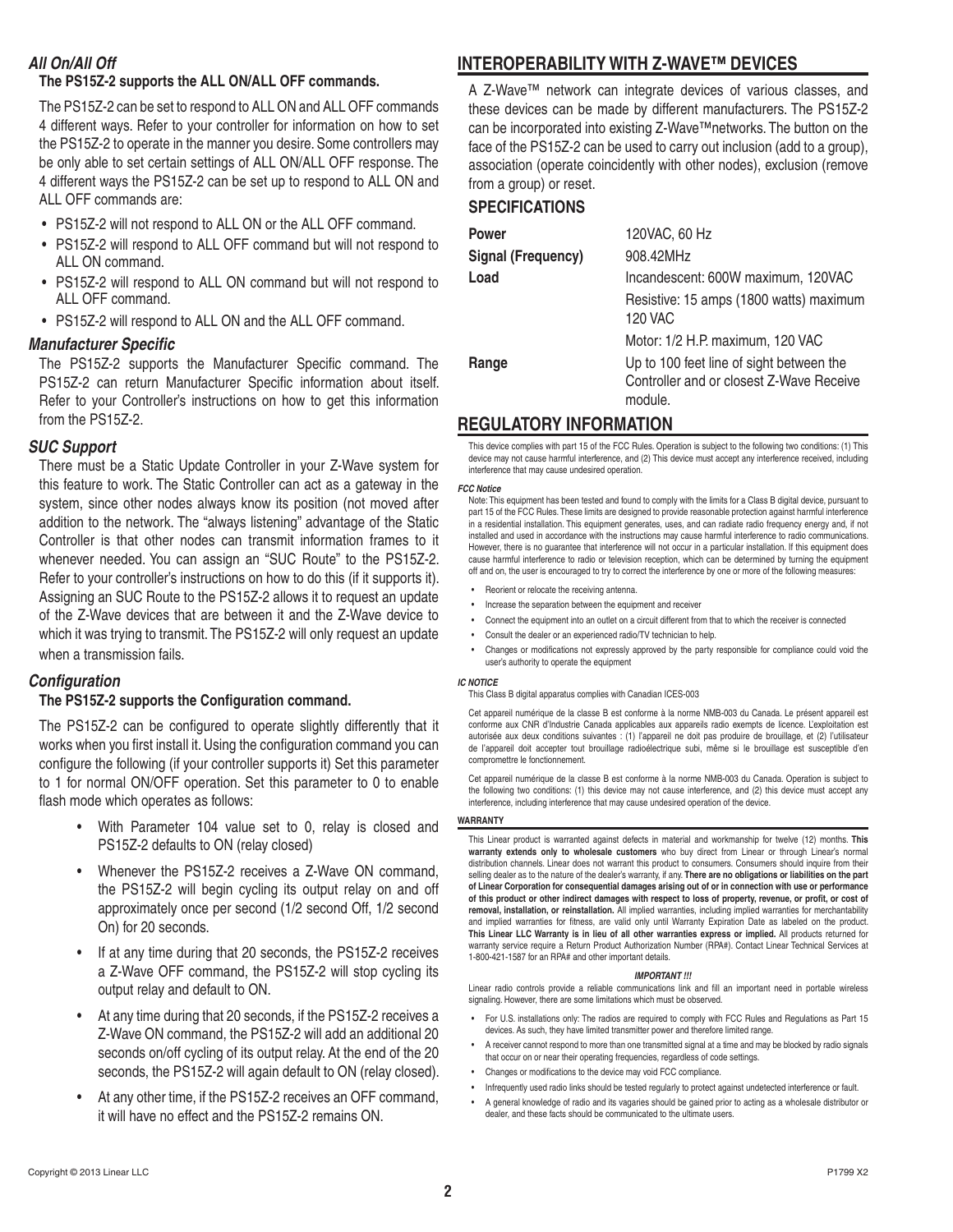### *All On/All Off*

**The PS15Z-2 supports the ALL ON/ALL OFF commands.**

The PS15Z-2 can be set to respond to ALL ON and ALL OFF commands 4 different ways. Refer to your controller for information on how to set the PS15Z-2 to operate in the manner you desire. Some controllers may be only able to set certain settings of ALL ON/ALL OFF response. The 4 different ways the PS15Z-2 can be set up to respond to ALL ON and ALL OFF commands are:

- PS15Z-2 will not respond to ALL ON or the ALL OFF command.
- PS15Z-2 will respond to ALL OFF command but will not respond to ALL ON command.
- PS15Z-2 will respond to ALL ON command but will not respond to ALL OFF command.
- PS15Z-2 will respond to ALL ON and the ALL OFF command.

### *Manufacturer Specific*

The PS15Z-2 supports the Manufacturer Specific command. The PS15Z-2 can return Manufacturer Specific information about itself. Refer to your Controller's instructions on how to get this information from the PS15Z-2.

### *SUC Support*

There must be a Static Update Controller in your Z-Wave system for this feature to work. The Static Controller can act as a gateway in the system, since other nodes always know its position (not moved after addition to the network. The "always listening" advantage of the Static Controller is that other nodes can transmit information frames to it whenever needed. You can assign an "SUC Route" to the PS15Z-2. Refer to your controller's instructions on how to do this (if it supports it). Assigning an SUC Route to the PS15Z-2 allows it to request an update of the Z-Wave devices that are between it and the Z-Wave device to which it was trying to transmit. The PS15Z-2 will only request an update when a transmission fails.

### *Configuration*

**The PS15Z-2 supports the Configuration command.**

The PS15Z-2 can be configured to operate slightly differently that it works when you first install it. Using the configuration command you can configure the following (if your controller supports it) Set this parameter to 1 for normal ON/OFF operation. Set this parameter to 0 to enable flash mode which operates as follows:

- With Parameter 104 value set to 0, relay is closed and PS15Z-2 defaults to ON (relay closed)
- Whenever the PS15Z-2 receives a Z-Wave ON command, the PS15Z-2 will begin cycling its output relay on and off approximately once per second (1/2 second Off, 1/2 second On) for 20 seconds.
- If at any time during that 20 seconds, the PS15Z-2 receives a Z-Wave OFF command, the PS15Z-2 will stop cycling its output relay and default to ON.
- At any time during that 20 seconds, if the PS15Z-2 receives a Z-Wave ON command, the PS15Z-2 will add an additional 20 seconds on/off cycling of its output relay. At the end of the 20 seconds, the PS15Z-2 will again default to ON (relay closed).
- At any other time, if the PS15Z-2 receives an OFF command, it will have no effect and the PS15Z-2 remains ON.

## INTEROPERABILITY WITH Z-WAVE™ DEVICES

A Z-Wave™ network can integrate devices of various classes, and these devices can be made by different manufacturers. The PS15Z-2 can be incorporated into existing Z-Wave™networks. The button on the face of the PS15Z-2 can be used to carry out inclusion (add to a group), association (operate coincidently with other nodes), exclusion (remove from a group) or reset.

### SPECIFICATIONS

| | |
|---|---|
| **Power** | 120VAC, 60 Hz |
| **Signal (Frequency)** | 908.42MHz |
| **Load** | Incandescent: 600W maximum, 120VAC |
| | Resistive: 15 amps (1800 watts) maximum 120 VAC |
| | Motor: 1/2 H.P. maximum, 120 VAC |
| **Range** | Up to 100 feet line of sight between the Controller and or closest Z-Wave Receive module. |

## REGULATORY INFORMATION

This device complies with part 15 of the FCC Rules. Operation is subject to the following two conditions: (1) This device may not cause harmful interference, and (2) This device must accept any interference received, including interference that may cause undesired operation.

***FCC Notice***

Note: This equipment has been tested and found to comply with the limits for a Class B digital device, pursuant to part 15 of the FCC Rules. These limits are designed to provide reasonable protection against harmful interference in a residential installation. This equipment generates, uses, and can radiate radio frequency energy and, if not installed and used in accordance with the instructions may cause harmful interference to radio communications. However, there is no guarantee that interference will not occur in a particular installation. If this equipment does cause harmful interference to radio or television reception, which can be determined by turning the equipment off and on, the user is encouraged to try to correct the interference by one or more of the following measures:

- Reorient or relocate the receiving antenna.
- Increase the separation between the equipment and receiver
- Connect the equipment into an outlet on a circuit different from that to which the receiver is connected
- Consult the dealer or an experienced radio/TV technician to help.
- Changes or modifications not expressly approved by the party responsible for compliance could void the user's authority to operate the equipment

***IC NOTICE***

This Class B digital apparatus complies with Canadian ICES-003

Cet appareil numérique de la classe B est conforme à la norme NMB-003 du Canada. Le présent appareil est conforme aux CNR d'Industrie Canada applicables aux appareils radio exempts de licence. L'exploitation est autorisée aux deux conditions suivantes : (1) l'appareil ne doit pas produire de brouillage, et (2) l'utilisateur de l'appareil doit accepter tout brouillage radioélectrique subi, même si le brouillage est susceptible d'en compromettre le fonctionnement.

Cet appareil numérique de la classe B est conforme à la norme NMB-003 du Canada. Operation is subject to the following two conditions: (1) this device may not cause interference, and (2) this device must accept any interference, including interference that may cause undesired operation of the device.

**WARRANTY**

This Linear product is warranted against defects in material and workmanship for twelve (12) months. **This warranty extends only to wholesale customers** who buy direct from Linear or through Linear's normal distribution channels. Linear does not warrant this product to consumers. Consumers should inquire from their selling dealer as to the nature of the dealer's warranty, if any. **There are no obligations or liabilities on the part of Linear Corporation for consequential damages arising out of or in connection with use or performance of this product or other indirect damages with respect to loss of property, revenue, or profit, or cost of removal, installation, or reinstallation.** All implied warranties, including implied warranties for merchantability and implied warranties for fitness, are valid only until Warranty Expiration Date as labeled on the product. **This Linear LLC Warranty is in lieu of all other warranties express or implied.** All products returned for warranty service require a Return Product Authorization Number (RPA#). Contact Linear Technical Services at 1-800-421-1587 for an RPA# and other important details.

***IMPORTANT !!!***

Linear radio controls provide a reliable communications link and fill an important need in portable wireless signaling. However, there are some limitations which must be observed.

- For U.S. installations only: The radios are required to comply with FCC Rules and Regulations as Part 15 devices. As such, they have limited transmitter power and therefore limited range.
- A receiver cannot respond to more than one transmitted signal at a time and may be blocked by radio signals that occur on or near their operating frequencies, regardless of code settings.
- Changes or modifications to the device may void FCC compliance.
- Infrequently used radio links should be tested regularly to protect against undetected interference or fault.
- A general knowledge of radio and its vagaries should be gained prior to acting as a wholesale distributor or dealer, and these facts should be communicated to the ultimate users.

Copyright © 2013 Linear LLC

P1799 X2